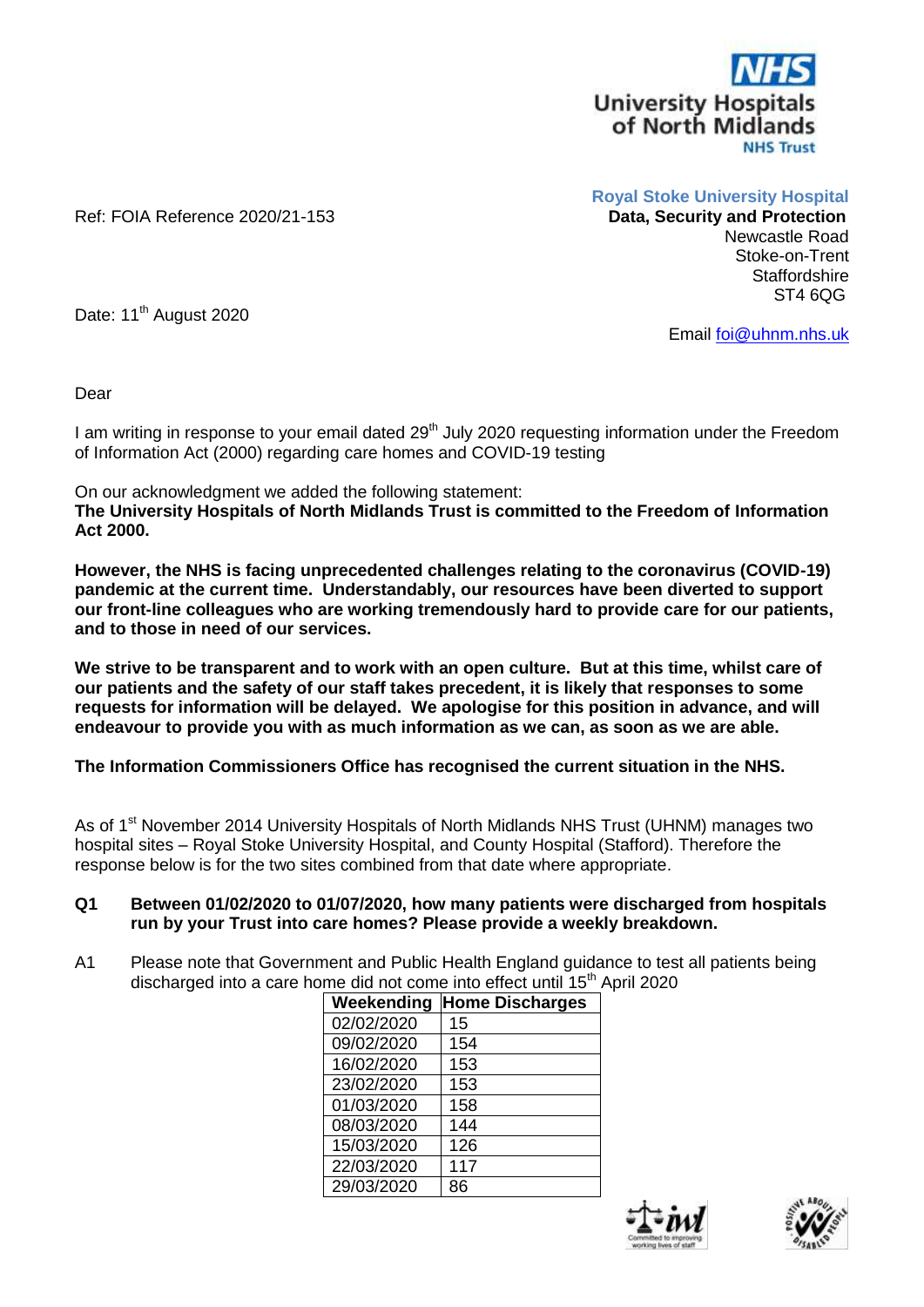NHS University Hospitals of North Midlands NHS Trust

Ref: FOIA Reference 2020/21-153

**Royal Stoke University Hospital**
**Data, Security and Protection**
Newcastle Road
Stoke-on-Trent
Staffordshire
ST4 6QG

Date: 11th August 2020

Email foi@uhnm.nhs.uk

Dear

I am writing in response to your email dated 29th July 2020 requesting information under the Freedom of Information Act (2000) regarding care homes and COVID-19 testing

On our acknowledgment we added the following statement:
**The University Hospitals of North Midlands Trust is committed to the Freedom of Information Act 2000.**

**However, the NHS is facing unprecedented challenges relating to the coronavirus (COVID-19) pandemic at the current time. Understandably, our resources have been diverted to support our front-line colleagues who are working tremendously hard to provide care for our patients, and to those in need of our services.**

**We strive to be transparent and to work with an open culture. But at this time, whilst care of our patients and the safety of our staff takes precedent, it is likely that responses to some requests for information will be delayed. We apologise for this position in advance, and will endeavour to provide you with as much information as we can, as soon as we are able.**

**The Information Commissioners Office has recognised the current situation in the NHS.**

As of 1st November 2014 University Hospitals of North Midlands NHS Trust (UHNM) manages two hospital sites – Royal Stoke University Hospital, and County Hospital (Stafford). Therefore the response below is for the two sites combined from that date where appropriate.

**Q1 Between 01/02/2020 to 01/07/2020, how many patients were discharged from hospitals run by your Trust into care homes? Please provide a weekly breakdown.**

A1 Please note that Government and Public Health England guidance to test all patients being discharged into a care home did not come into effect until 15th April 2020

| Weekending | Home Discharges |
|---|---|
| 02/02/2020 | 15 |
| 09/02/2020 | 154 |
| 16/02/2020 | 153 |
| 23/02/2020 | 153 |
| 01/03/2020 | 158 |
| 08/03/2020 | 144 |
| 15/03/2020 | 126 |
| 22/03/2020 | 117 |
| 29/03/2020 | 86 |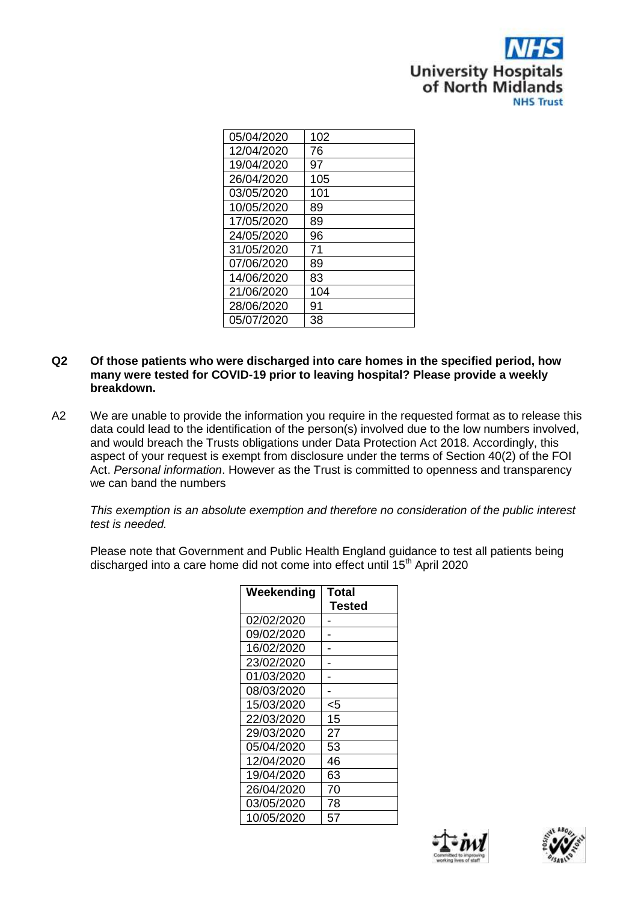| 05/04/2020 | 102 |
|---|---|
| 12/04/2020 | 76 |
| 19/04/2020 | 97 |
| 26/04/2020 | 105 |
| 03/05/2020 | 101 |
| 10/05/2020 | 89 |
| 17/05/2020 | 89 |
| 24/05/2020 | 96 |
| 31/05/2020 | 71 |
| 07/06/2020 | 89 |
| 14/06/2020 | 83 |
| 21/06/2020 | 104 |
| 28/06/2020 | 91 |
| 05/07/2020 | 38 |

**Q2 Of those patients who were discharged into care homes in the specified period, how many were tested for COVID-19 prior to leaving hospital? Please provide a weekly breakdown.**

A2 We are unable to provide the information you require in the requested format as to release this data could lead to the identification of the person(s) involved due to the low numbers involved, and would breach the Trusts obligations under Data Protection Act 2018. Accordingly, this aspect of your request is exempt from disclosure under the terms of Section 40(2) of the FOI Act. *Personal information*. However as the Trust is committed to openness and transparency we can band the numbers

*This exemption is an absolute exemption and therefore no consideration of the public interest test is needed.*

Please note that Government and Public Health England guidance to test all patients being discharged into a care home did not come into effect until 15th April 2020

| Weekending | Total Tested |
|---|---|
| 02/02/2020 | - |
| 09/02/2020 | - |
| 16/02/2020 | - |
| 23/02/2020 | - |
| 01/03/2020 | - |
| 08/03/2020 | - |
| 15/03/2020 | <5 |
| 22/03/2020 | 15 |
| 29/03/2020 | 27 |
| 05/04/2020 | 53 |
| 12/04/2020 | 46 |
| 19/04/2020 | 63 |
| 26/04/2020 | 70 |
| 03/05/2020 | 78 |
| 10/05/2020 | 57 |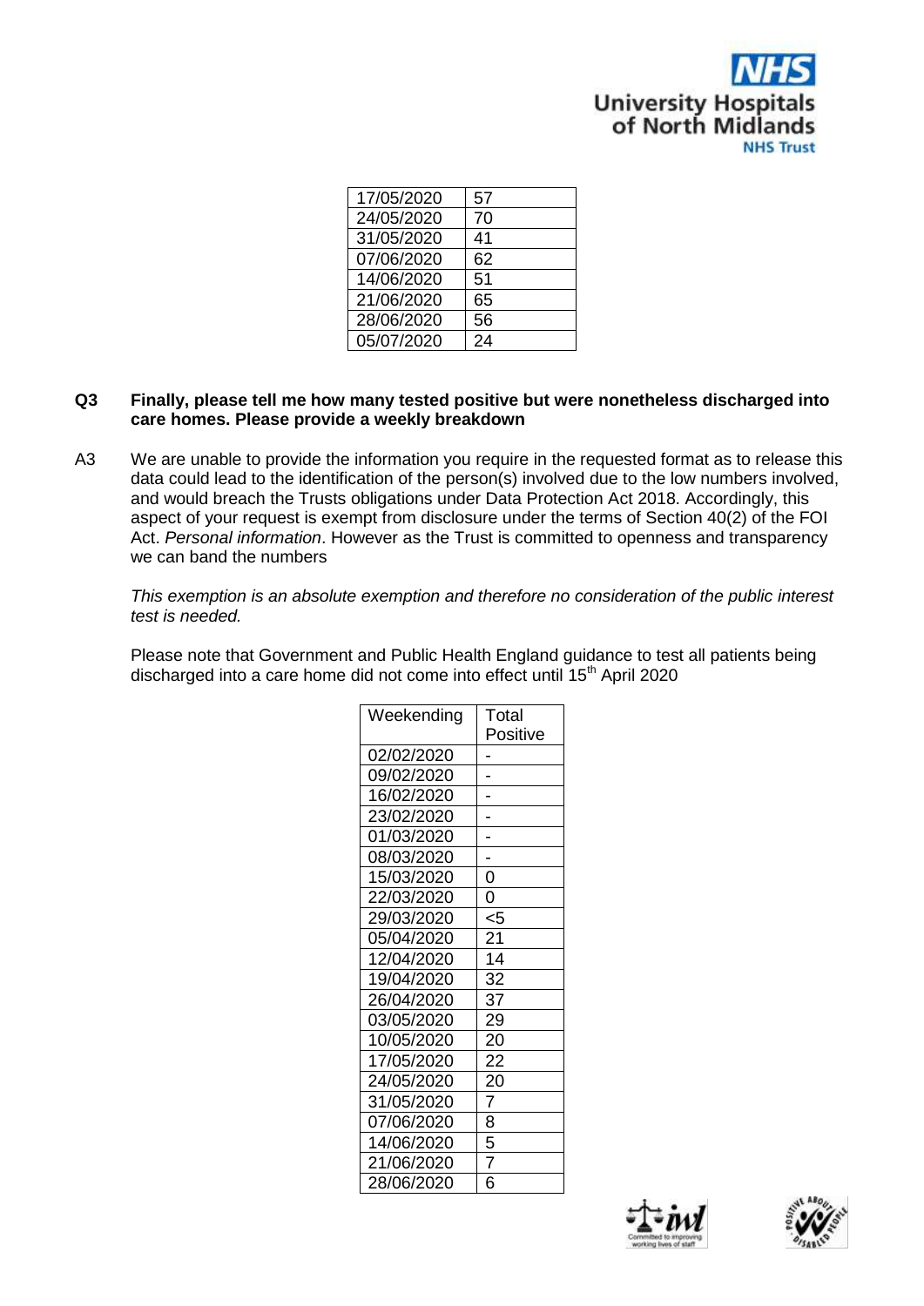| 17/05/2020 | 57 |
|---|---|
| 24/05/2020 | 70 |
| 31/05/2020 | 41 |
| 07/06/2020 | 62 |
| 14/06/2020 | 51 |
| 21/06/2020 | 65 |
| 28/06/2020 | 56 |
| 05/07/2020 | 24 |

**Q3 Finally, please tell me how many tested positive but were nonetheless discharged into care homes. Please provide a weekly breakdown**

A3 We are unable to provide the information you require in the requested format as to release this data could lead to the identification of the person(s) involved due to the low numbers involved, and would breach the Trusts obligations under Data Protection Act 2018. Accordingly, this aspect of your request is exempt from disclosure under the terms of Section 40(2) of the FOI Act. *Personal information*. However as the Trust is committed to openness and transparency we can band the numbers

*This exemption is an absolute exemption and therefore no consideration of the public interest test is needed.*

Please note that Government and Public Health England guidance to test all patients being discharged into a care home did not come into effect until 15th April 2020

| Weekending | Total Positive |
|---|---|
| 02/02/2020 | - |
| 09/02/2020 | - |
| 16/02/2020 | - |
| 23/02/2020 | - |
| 01/03/2020 | - |
| 08/03/2020 | - |
| 15/03/2020 | 0 |
| 22/03/2020 | 0 |
| 29/03/2020 | <5 |
| 05/04/2020 | 21 |
| 12/04/2020 | 14 |
| 19/04/2020 | 32 |
| 26/04/2020 | 37 |
| 03/05/2020 | 29 |
| 10/05/2020 | 20 |
| 17/05/2020 | 22 |
| 24/05/2020 | 20 |
| 31/05/2020 | 7 |
| 07/06/2020 | 8 |
| 14/06/2020 | 5 |
| 21/06/2020 | 7 |
| 28/06/2020 | 6 |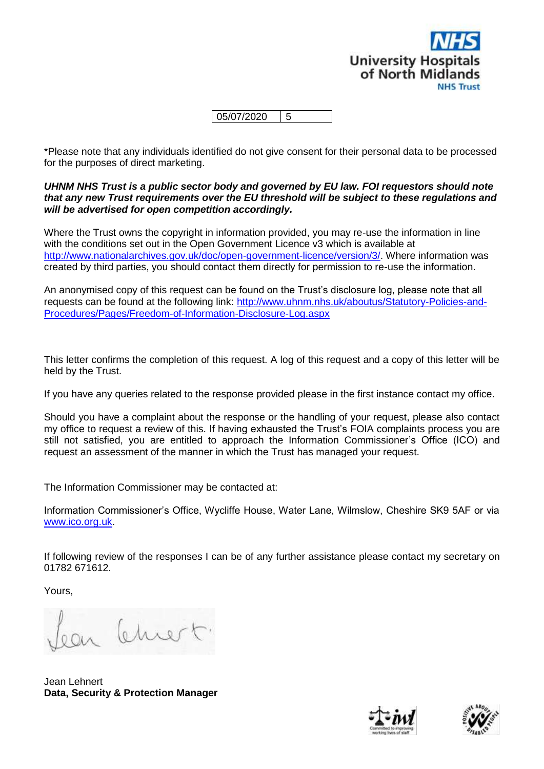| 05/07/2020 | 5 |
|---|---|

*Please note that any individuals identified do not give consent for their personal data to be processed for the purposes of direct marketing.

***UHNM NHS Trust is a public sector body and governed by EU law. FOI requestors should note that any new Trust requirements over the EU threshold will be subject to these regulations and will be advertised for open competition accordingly.***

Where the Trust owns the copyright in information provided, you may re-use the information in line with the conditions set out in the Open Government Licence v3 which is available at http://www.nationalarchives.gov.uk/doc/open-government-licence/version/3/. Where information was created by third parties, you should contact them directly for permission to re-use the information.

An anonymised copy of this request can be found on the Trust's disclosure log, please note that all requests can be found at the following link: http://www.uhnm.nhs.uk/aboutus/Statutory-Policies-and-Procedures/Pages/Freedom-of-Information-Disclosure-Log.aspx

This letter confirms the completion of this request. A log of this request and a copy of this letter will be held by the Trust.

If you have any queries related to the response provided please in the first instance contact my office.

Should you have a complaint about the response or the handling of your request, please also contact my office to request a review of this. If having exhausted the Trust's FOIA complaints process you are still not satisfied, you are entitled to approach the Information Commissioner's Office (ICO) and request an assessment of the manner in which the Trust has managed your request.

The Information Commissioner may be contacted at:

Information Commissioner's Office, Wycliffe House, Water Lane, Wilmslow, Cheshire SK9 5AF or via www.ico.org.uk.

If following review of the responses I can be of any further assistance please contact my secretary on 01782 671612.

Yours,

Jean Lehnert
**Data, Security & Protection Manager**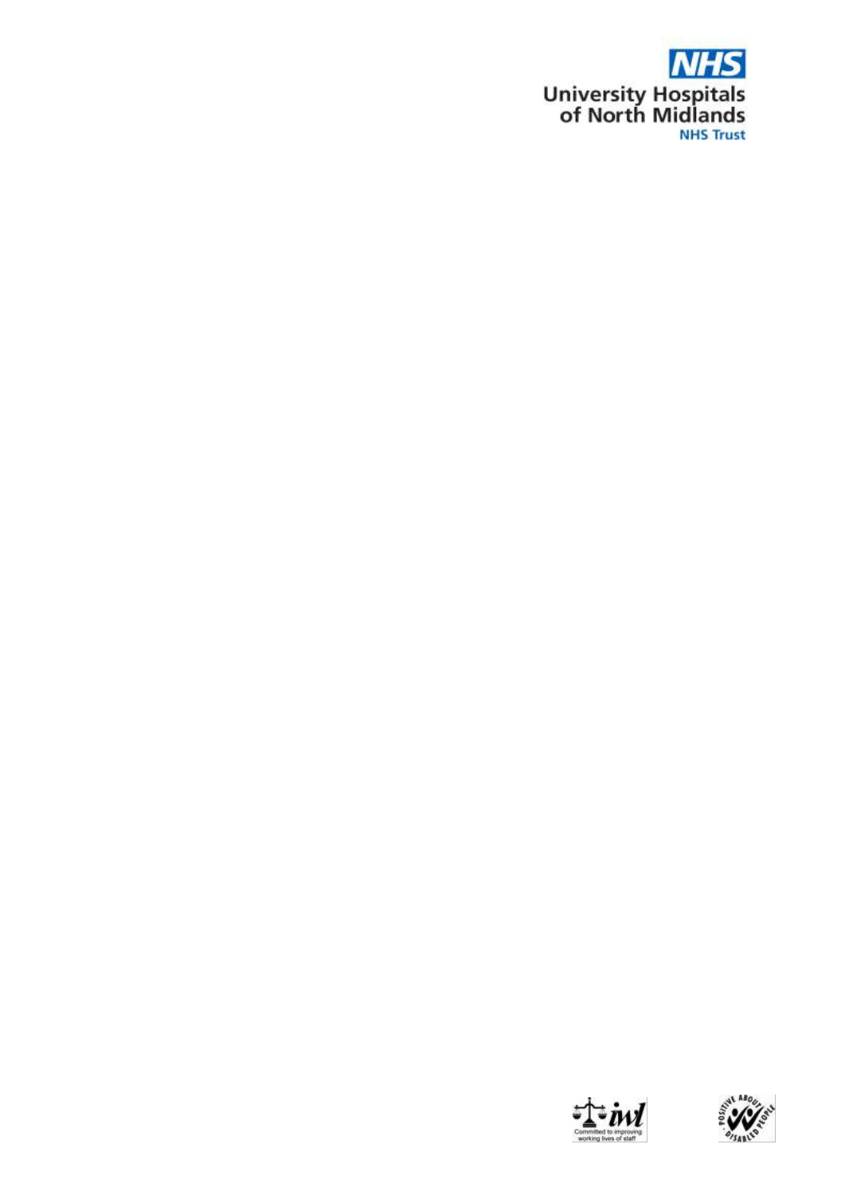NHS

University Hospitals of North Midlands

NHS Trust

Committed to improving working lives of staff

POSITIVE ABOUT DISABLED PEOPLE